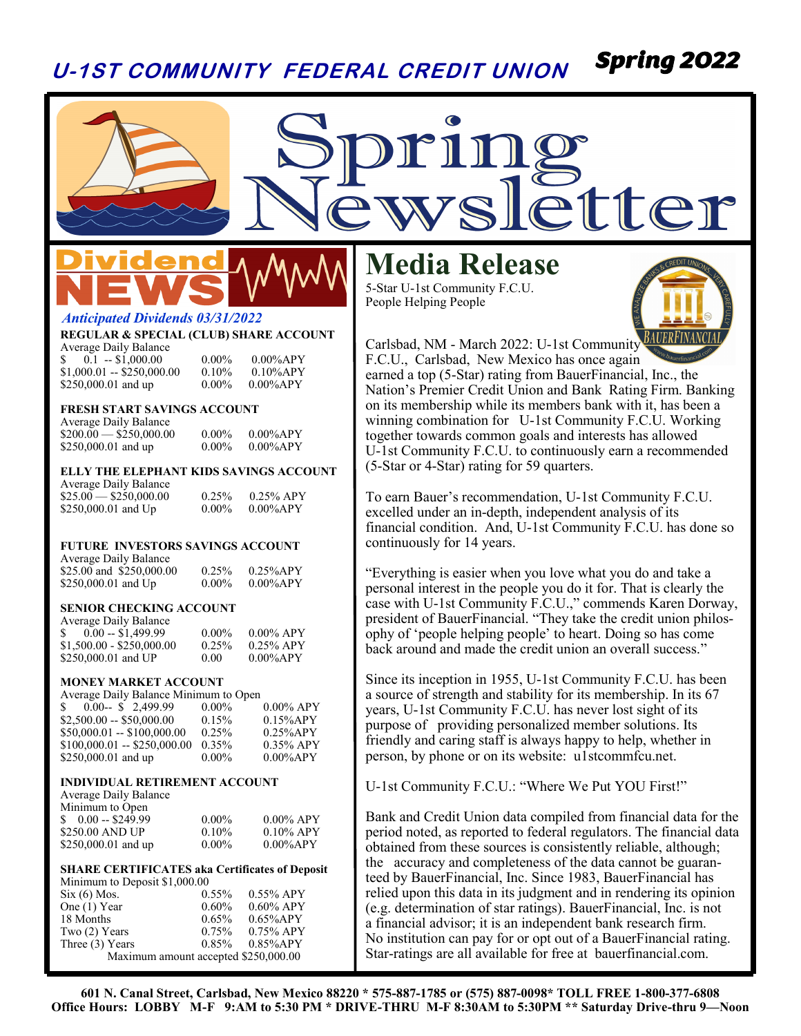# U-1ST COMMUNITY FEDERAL CREDIT UNION

**Spring 2022**

# Spring Newsletter

## Dividend NEWS

*Anticipated Dividends 03/31/2022*

**REGULAR & SPECIAL (CLUB) SHARE ACCOUNT**

| Average Daily Balance | | |
|---|---|---|
| $ 0.1 -- $1,000.00 | 0.00% | 0.00%APY |
| $1,000.01 -- $250,000.00 | 0.10% | 0.10%APY |
| $250,000.01 and up | 0.00% | 0.00%APY |

**FRESH START SAVINGS ACCOUNT**

| Average Daily Balance | | |
|---|---|---|
| $200.00 — $250,000.00 | 0.00% | 0.00%APY |
| $250,000.01 and up | 0.00% | 0.00%APY |

**ELLY THE ELEPHANT KIDS SAVINGS ACCOUNT**

| Average Daily Balance | | |
|---|---|---|
| $25.00 — $250,000.00 | 0.25% | 0.25% APY |
| $250,000.01 and Up | 0.00% | 0.00%APY |

**FUTURE INVESTORS SAVINGS ACCOUNT**

| Average Daily Balance | | |
|---|---|---|
| $25.00 and $250,000.00 | 0.25% | 0.25%APY |
| $250,000.01 and Up | 0.00% | 0.00%APY |

**SENIOR CHECKING ACCOUNT**

| Average Daily Balance | | |
|---|---|---|
| $ 0.00 -- $1,499.99 | 0.00% | 0.00% APY |
| $1,500.00 - $250,000.00 | 0.25% | 0.25% APY |
| $250,000.01 and UP | 0.00 | 0.00%APY |

**MONEY MARKET ACCOUNT**

| Average Daily Balance Minimum to Open | | |
|---|---|---|
| $ 0.00-- $ 2,499.99 | 0.00% | 0.00% APY |
| $2,500.00 -- $50,000.00 | 0.15% | 0.15%APY |
| $50,000.01 -- $100,000.00 | 0.25% | 0.25%APY |
| $100,000.01 -- $250,000.00 | 0.35% | 0.35% APY |
| $250,000.01 and up | 0.00% | 0.00%APY |

**INDIVIDUAL RETIREMENT ACCOUNT**

| Average Daily Balance Minimum to Open | | |
|---|---|---|
| $ 0.00 -- $249.99 | 0.00% | 0.00% APY |
| $250.00 AND UP | 0.10% | 0.10% APY |
| $250,000.01 and up | 0.00% | 0.00%APY |

**SHARE CERTIFICATES aka Certificates of Deposit**

| Minimum to Deposit $1,000.00 | | |
|---|---|---|
| Six (6) Mos. | 0.55% | 0.55% APY |
| One (1) Year | 0.60% | 0.60% APY |
| 18 Months | 0.65% | 0.65%APY |
| Two (2) Years | 0.75% | 0.75% APY |
| Three (3) Years | 0.85% | 0.85%APY |

Maximum amount accepted $250,000.00

## Media Release

5-Star U-1st Community F.C.U.
People Helping People

Carlsbad, NM - March 2022: U-1st Community F.C.U., Carlsbad, New Mexico has once again earned a top (5-Star) rating from BauerFinancial, Inc., the Nation's Premier Credit Union and Bank Rating Firm. Banking on its membership while its members bank with it, has been a winning combination for U-1st Community F.C.U. Working together towards common goals and interests has allowed U-1st Community F.C.U. to continuously earn a recommended (5-Star or 4-Star) rating for 59 quarters.

To earn Bauer's recommendation, U-1st Community F.C.U. excelled under an in-depth, independent analysis of its financial condition. And, U-1st Community F.C.U. has done so continuously for 14 years.

"Everything is easier when you love what you do and take a personal interest in the people you do it for. That is clearly the case with U-1st Community F.C.U.," commends Karen Dorway, president of BauerFinancial. "They take the credit union philosophy of 'people helping people' to heart. Doing so has come back around and made the credit union an overall success."

Since its inception in 1955, U-1st Community F.C.U. has been a source of strength and stability for its membership. In its 67 years, U-1st Community F.C.U. has never lost sight of its purpose of providing personalized member solutions. Its friendly and caring staff is always happy to help, whether in person, by phone or on its website: u1stcommfcu.net.

U-1st Community F.C.U.: "Where We Put YOU First!"

Bank and Credit Union data compiled from financial data for the period noted, as reported to federal regulators. The financial data obtained from these sources is consistently reliable, although; the accuracy and completeness of the data cannot be guaranteed by BauerFinancial, Inc. Since 1983, BauerFinancial has relied upon this data in its judgment and in rendering its opinion (e.g. determination of star ratings). BauerFinancial, Inc. is not a financial advisor; it is an independent bank research firm. No institution can pay for or opt out of a BauerFinancial rating. Star-ratings are all available for free at bauerfinancial.com.

**601 N. Canal Street, Carlsbad, New Mexico 88220 * 575-887-1785 or (575) 887-0098* TOLL FREE 1-800-377-6808**
**Office Hours: LOBBY M-F 9:AM to 5:30 PM * DRIVE-THRU M-F 8:30AM to 5:30PM ** Saturday Drive-thru 9—Noon**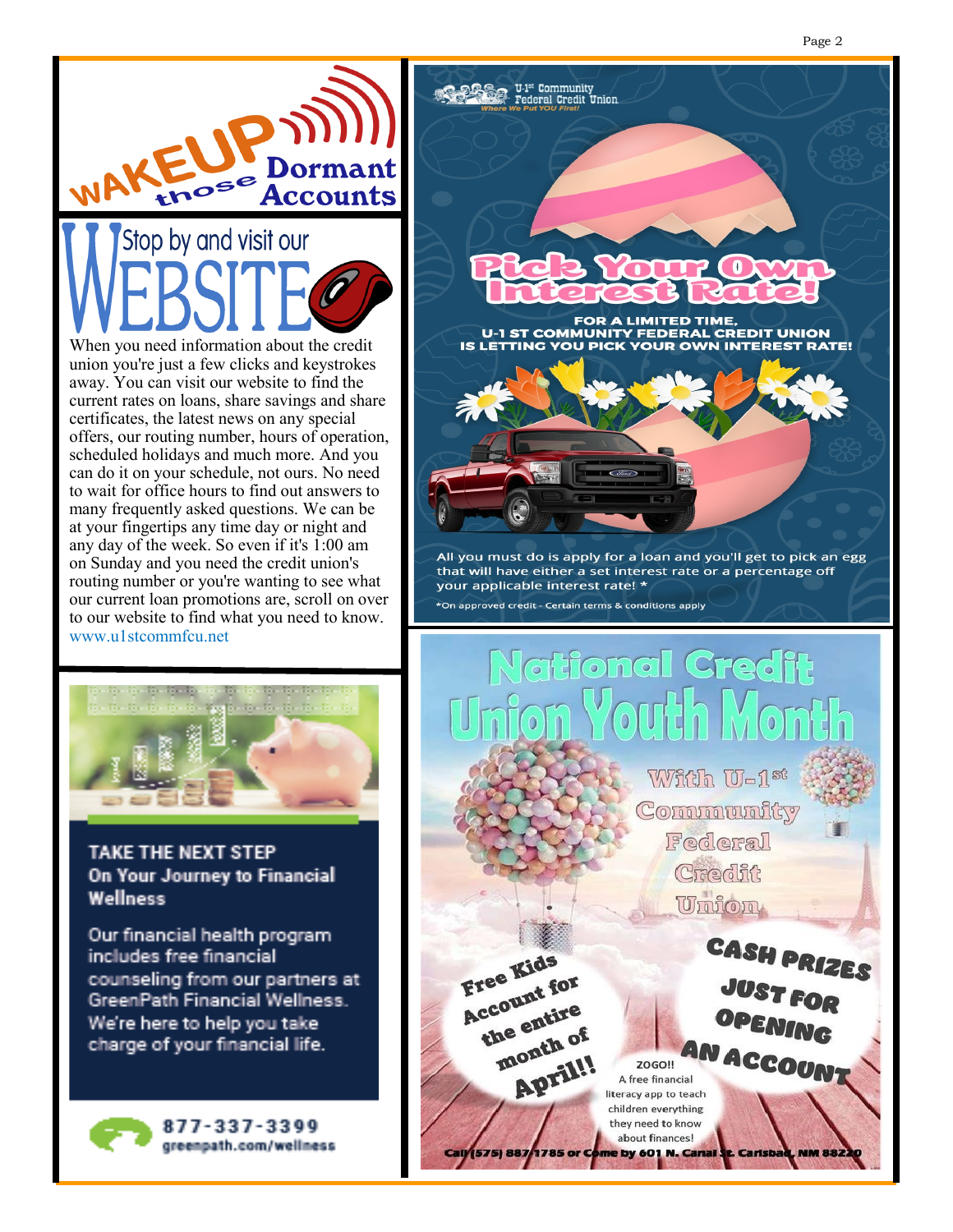# WAKE UP those Dormant Accounts

## Stop by and visit our WEBSITE

When you need information about the credit union you're just a few clicks and keystrokes away. You can visit our website to find the current rates on loans, share savings and share certificates, the latest news on any special offers, our routing number, hours of operation, scheduled holidays and much more. And you can do it on your schedule, not ours. No need to wait for office hours to find out answers to many frequently asked questions. We can be at your fingertips any time day or night and any day of the week. So even if it's 1:00 am on Sunday and you need the credit union's routing number or you're wanting to see what our current loan promotions are, scroll on over to our website to find what you need to know. www.u1stcommfcu.net

**TAKE THE NEXT STEP On Your Journey to Financial Wellness**

Our financial health program includes free financial counseling from our partners at GreenPath Financial Wellness. We're here to help you take charge of your financial life.

877-337-3399
greenpath.com/wellness

U-1st Community Federal Credit Union
*Where We Put YOU First!*

## Pick Your Own Interest Rate!

**FOR A LIMITED TIME, U-1 ST COMMUNITY FEDERAL CREDIT UNION IS LETTING YOU PICK YOUR OWN INTEREST RATE!**

All you must do is apply for a loan and you'll get to pick an egg that will have either a set interest rate or a percentage off your applicable interest rate! *

*On approved credit - Certain terms & conditions apply

## National Credit Union Youth Month

With U-1st Community Federal Credit Union

Free Kids Account for the entire month of April!!

CASH PRIZES JUST FOR OPENING AN ACCOUNT

ZOGO!! A free financial literacy app to teach children everything they need to know about finances!

Call (575) 887-1785 or Come by 601 N. Canal St. Carlsbad, NM 88220